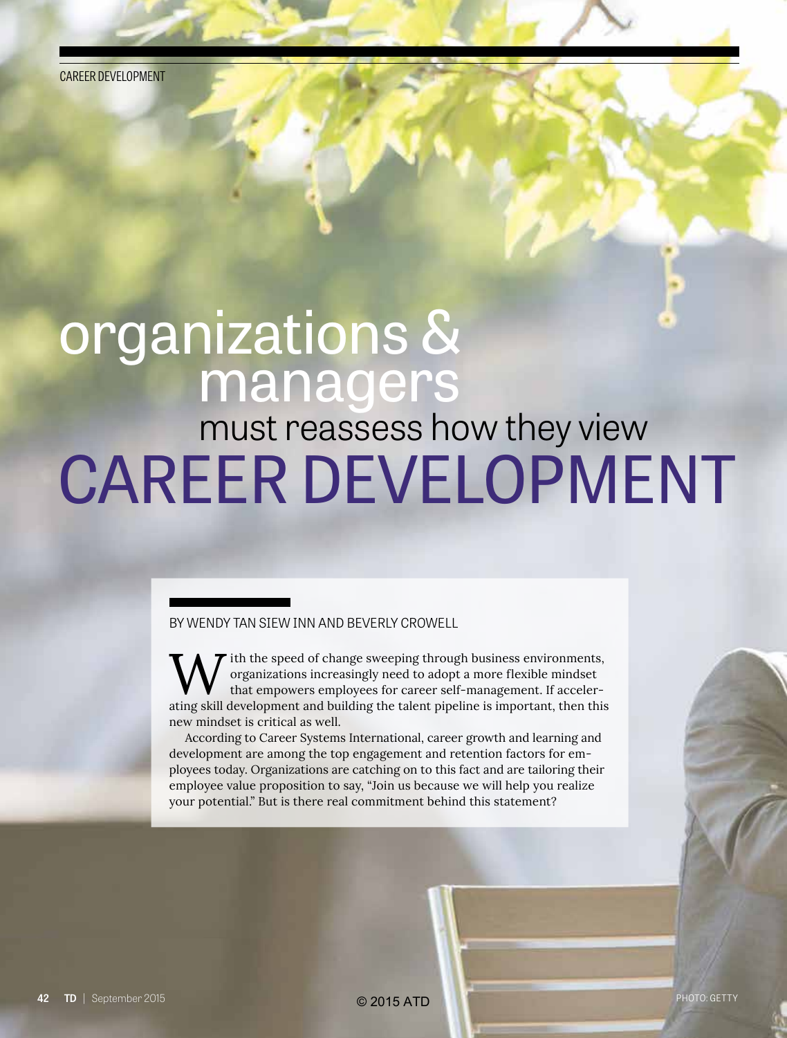CAREER DEVELOPMENT

# organizations & managers must reassess how they view CAREER DEVELOPMENT

BY WENDY TAN SIEW INN AND BEVERLY CROWELL

With the speed of change sweeping through business environments, organizations increasingly need to adopt a more flexible mindset that empowers employees for career self-management. If accelerating skill development and building the talent pipeline is important, then this new mindset is critical as well.

According to Career Systems International, career growth and learning and development are among the top engagement and retention factors for employees today. Organizations are catching on to this fact and are tailoring their employee value proposition to say, "Join us because we will help you realize your potential." But is there real commitment behind this statement?

© 2015 ATD

PHOTO: GETTY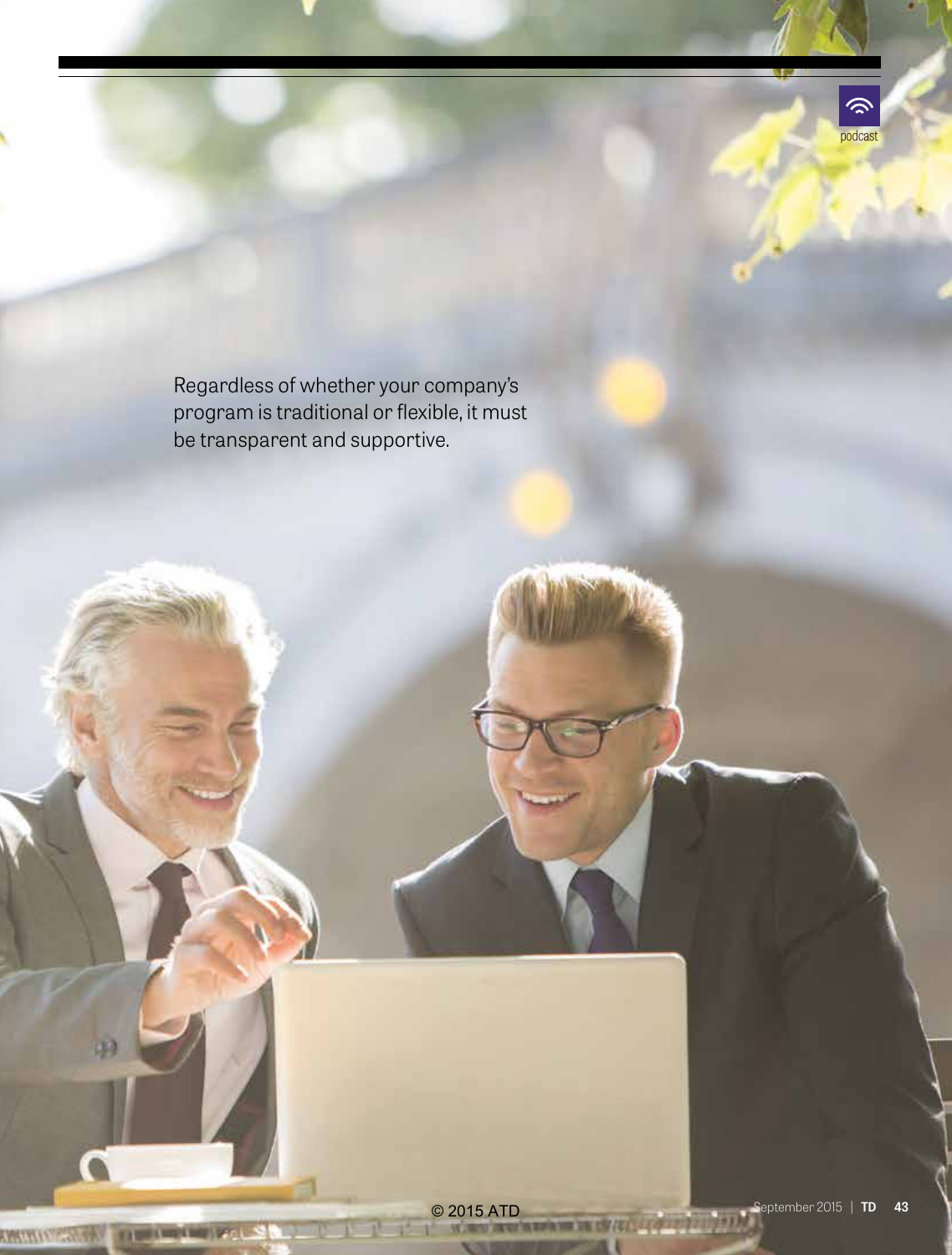Regardless of whether your company's program is traditional or flexible, it must be transparent and supportive.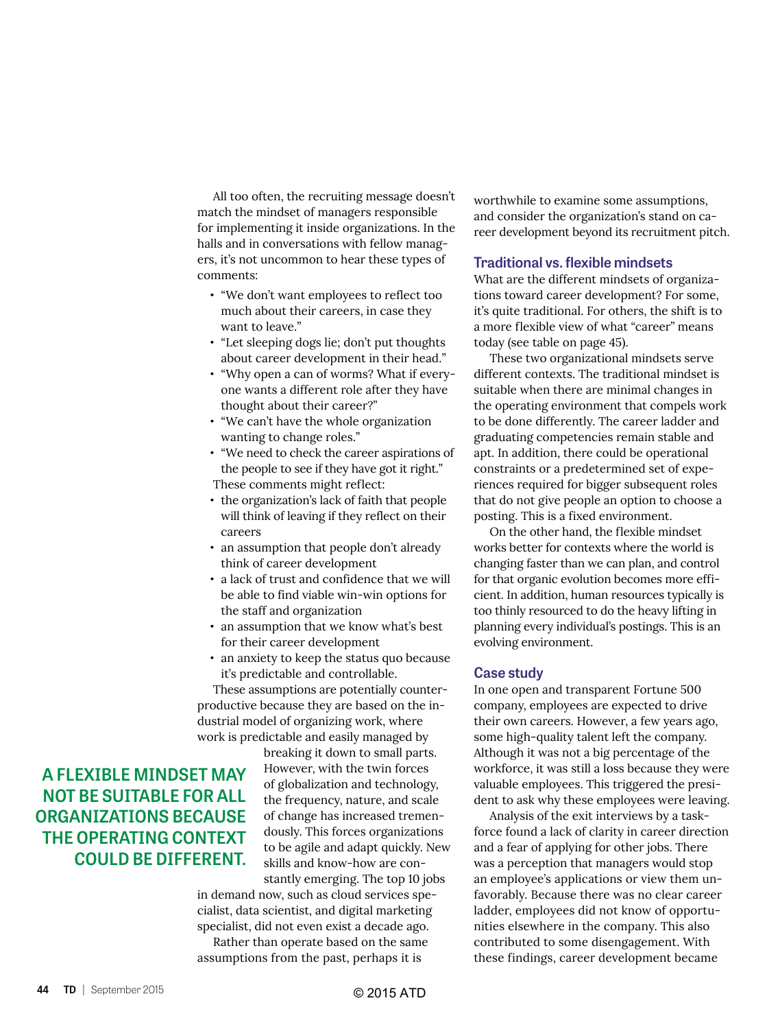All too often, the recruiting message doesn't match the mindset of managers responsible for implementing it inside organizations. In the halls and in conversations with fellow managers, it's not uncommon to hear these types of comments:

- "We don't want employees to reflect too much about their careers, in case they want to leave."
- "Let sleeping dogs lie; don't put thoughts about career development in their head."
- "Why open a can of worms? What if everyone wants a different role after they have thought about their career?"
- "We can't have the whole organization wanting to change roles."
- "We need to check the career aspirations of the people to see if they have got it right."

These comments might reflect:

- the organization's lack of faith that people will think of leaving if they reflect on their careers
- an assumption that people don't already think of career development
- a lack of trust and confidence that we will be able to find viable win-win options for the staff and organization
- an assumption that we know what's best for their career development
- an anxiety to keep the status quo because it's predictable and controllable.

These assumptions are potentially counterproductive because they are based on the industrial model of organizing work, where work is predictable and easily managed by breaking it down to small parts. However, with the twin forces of globalization and technology, the frequency, nature, and scale of change has increased tremendously. This forces organizations to be agile and adapt quickly. New skills and know-how are constantly emerging. The top 10 jobs in demand now, such as cloud services specialist, data scientist, and digital marketing specialist, did not even exist a decade ago.

**A FLEXIBLE MINDSET MAY NOT BE SUITABLE FOR ALL ORGANIZATIONS BECAUSE THE OPERATING CONTEXT COULD BE DIFFERENT.**

Rather than operate based on the same assumptions from the past, perhaps it is worthwhile to examine some assumptions, and consider the organization's stand on career development beyond its recruitment pitch.

## Traditional vs. flexible mindsets

What are the different mindsets of organizations toward career development? For some, it's quite traditional. For others, the shift is to a more flexible view of what "career" means today (see table on page 45).

These two organizational mindsets serve different contexts. The traditional mindset is suitable when there are minimal changes in the operating environment that compels work to be done differently. The career ladder and graduating competencies remain stable and apt. In addition, there could be operational constraints or a predetermined set of experiences required for bigger subsequent roles that do not give people an option to choose a posting. This is a fixed environment.

On the other hand, the flexible mindset works better for contexts where the world is changing faster than we can plan, and control for that organic evolution becomes more efficient. In addition, human resources typically is too thinly resourced to do the heavy lifting in planning every individual's postings. This is an evolving environment.

## Case study

In one open and transparent Fortune 500 company, employees are expected to drive their own careers. However, a few years ago, some high-quality talent left the company. Although it was not a big percentage of the workforce, it was still a loss because they were valuable employees. This triggered the president to ask why these employees were leaving.

Analysis of the exit interviews by a taskforce found a lack of clarity in career direction and a fear of applying for other jobs. There was a perception that managers would stop an employee's applications or view them unfavorably. Because there was no clear career ladder, employees did not know of opportunities elsewhere in the company. This also contributed to some disengagement. With these findings, career development became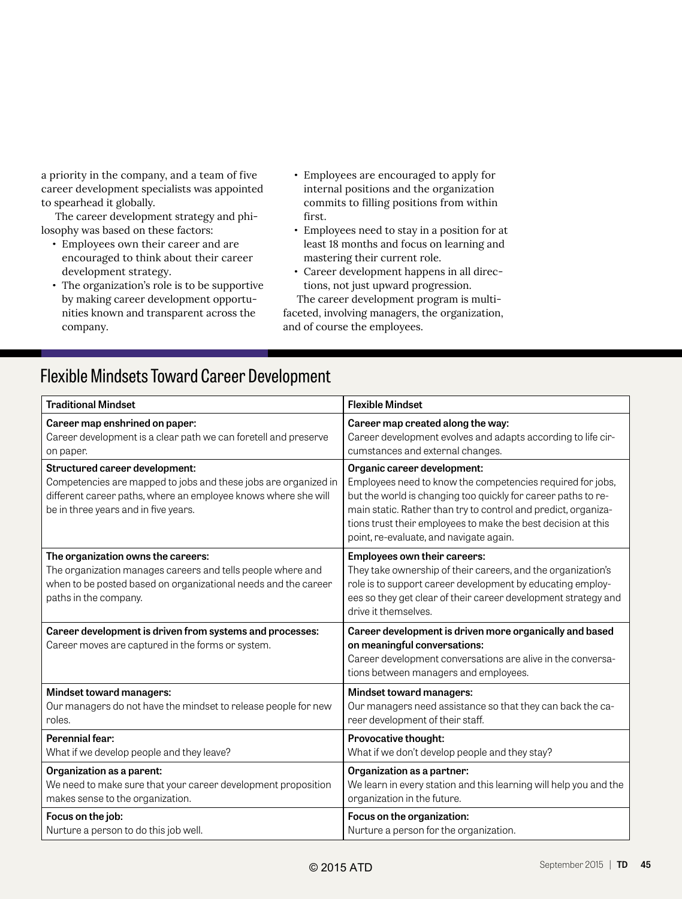a priority in the company, and a team of five career development specialists was appointed to spearhead it globally.

The career development strategy and philosophy was based on these factors:

- Employees own their career and are encouraged to think about their career development strategy.
- The organization's role is to be supportive by making career development opportunities known and transparent across the company.
- Employees are encouraged to apply for internal positions and the organization commits to filling positions from within first.
- Employees need to stay in a position for at least 18 months and focus on learning and mastering their current role.
- Career development happens in all directions, not just upward progression.

The career development program is multifaceted, involving managers, the organization, and of course the employees.

## Flexible Mindsets Toward Career Development

| Traditional Mindset | Flexible Mindset |
|---|---|
| **Career map enshrined on paper:** Career development is a clear path we can foretell and preserve on paper. | **Career map created along the way:** Career development evolves and adapts according to life circumstances and external changes. |
| **Structured career development:** Competencies are mapped to jobs and these jobs are organized in different career paths, where an employee knows where she will be in three years and in five years. | **Organic career development:** Employees need to know the competencies required for jobs, but the world is changing too quickly for career paths to remain static. Rather than try to control and predict, organizations trust their employees to make the best decision at this point, re-evaluate, and navigate again. |
| **The organization owns the careers:** The organization manages careers and tells people where and when to be posted based on organizational needs and the career paths in the company. | **Employees own their careers:** They take ownership of their careers, and the organization's role is to support career development by educating employees so they get clear of their career development strategy and drive it themselves. |
| **Career development is driven from systems and processes:** Career moves are captured in the forms or system. | **Career development is driven more organically and based on meaningful conversations:** Career development conversations are alive in the conversations between managers and employees. |
| **Mindset toward managers:** Our managers do not have the mindset to release people for new roles. | **Mindset toward managers:** Our managers need assistance so that they can back the career development of their staff. |
| **Perennial fear:** What if we develop people and they leave? | **Provocative thought:** What if we don't develop people and they stay? |
| **Organization as a parent:** We need to make sure that your career development proposition makes sense to the organization. | **Organization as a partner:** We learn in every station and this learning will help you and the organization in the future. |
| **Focus on the job:** Nurture a person to do this job well. | **Focus on the organization:** Nurture a person for the organization. |

© 2015 ATD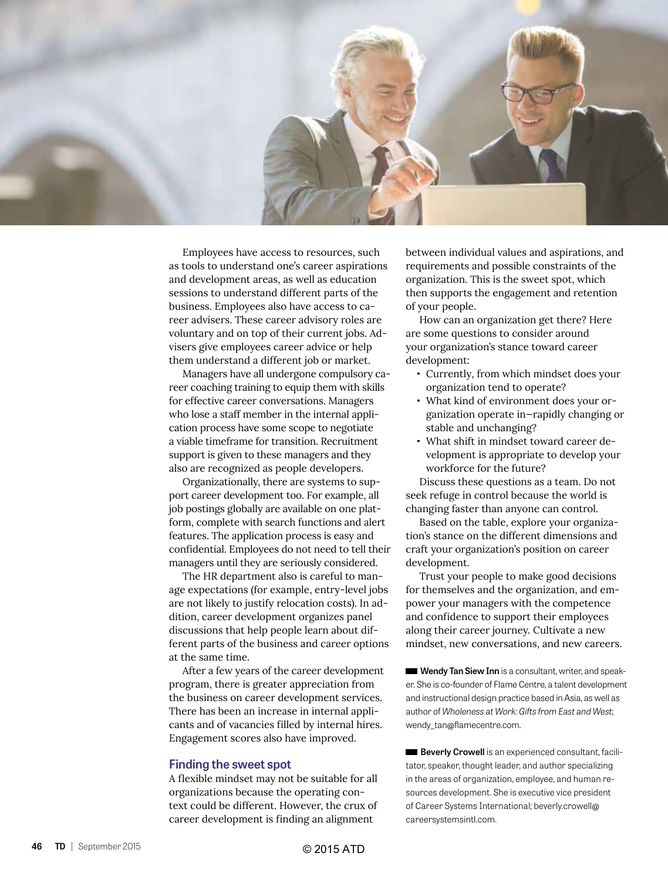Employees have access to resources, such as tools to understand one's career aspirations and development areas, as well as education sessions to understand different parts of the business. Employees also have access to career advisers. These career advisory roles are voluntary and on top of their current jobs. Advisers give employees career advice or help them understand a different job or market.

Managers have all undergone compulsory career coaching training to equip them with skills for effective career conversations. Managers who lose a staff member in the internal application process have some scope to negotiate a viable timeframe for transition. Recruitment support is given to these managers and they also are recognized as people developers.

Organizationally, there are systems to support career development too. For example, all job postings globally are available on one platform, complete with search functions and alert features. The application process is easy and confidential. Employees do not need to tell their managers until they are seriously considered.

The HR department also is careful to manage expectations (for example, entry-level jobs are not likely to justify relocation costs). In addition, career development organizes panel discussions that help people learn about different parts of the business and career options at the same time.

After a few years of the career development program, there is greater appreciation from the business on career development services. There has been an increase in internal applicants and of vacancies filled by internal hires. Engagement scores also have improved.

## Finding the sweet spot

A flexible mindset may not be suitable for all organizations because the operating context could be different. However, the crux of career development is finding an alignment between individual values and aspirations, and requirements and possible constraints of the organization. This is the sweet spot, which then supports the engagement and retention of your people.

How can an organization get there? Here are some questions to consider around your organization's stance toward career development:

- Currently, from which mindset does your organization tend to operate?
- What kind of environment does your organization operate in—rapidly changing or stable and unchanging?
- What shift in mindset toward career development is appropriate to develop your workforce for the future?

Discuss these questions as a team. Do not seek refuge in control because the world is changing faster than anyone can control.

Based on the table, explore your organization's stance on the different dimensions and craft your organization's position on career development.

Trust your people to make good decisions for themselves and the organization, and empower your managers with the competence and confidence to support their employees along their career journey. Cultivate a new mindset, new conversations, and new careers.

**Wendy Tan Siew Inn** is a consultant, writer, and speaker. She is co-founder of Flame Centre, a talent development and instructional design practice based in Asia, as well as author of *Wholeness at Work: Gifts from East and West*; wendy_tan@flamecentre.com.

**Beverly Crowell** is an experienced consultant, facilitator, speaker, thought leader, and author specializing in the areas of organization, employee, and human resources development. She is executive vice president of Career Systems International; beverly.crowell@careersystemsintl.com.

© 2015 ATD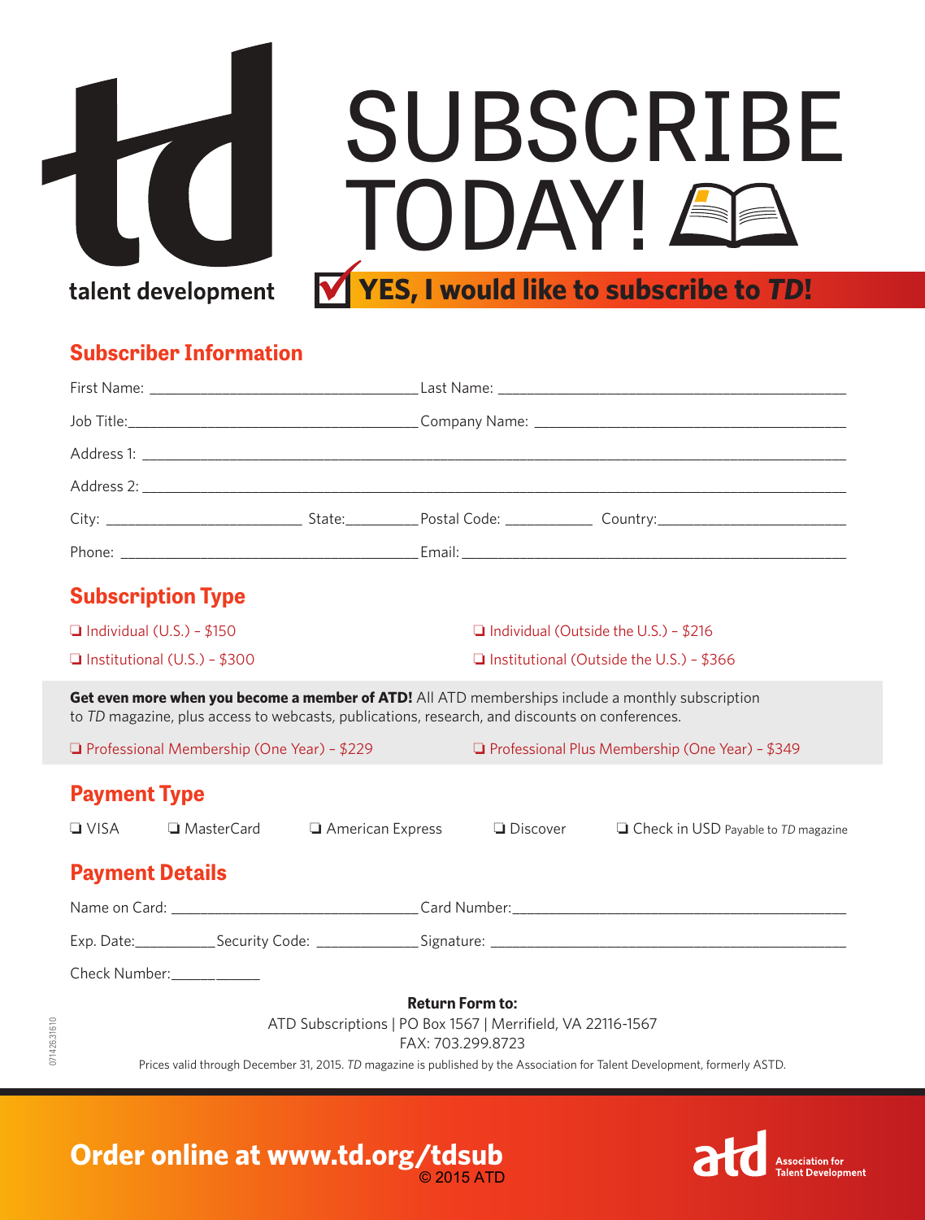talent development

# SUBSCRIBE TODAY!

**YES, I would like to subscribe to *TD*!**

## Subscriber Information

First Name: ______________________ Last Name: ______________________

Job Title: ______________________ Company Name: ______________________

Address 1: ______________________

Address 2: ______________________

City: ______________ State: ________ Postal Code: __________ Country: ______________

Phone: ______________________ Email: ______________________

## Subscription Type

- ❑ Individual (U.S.) – $150
- ❑ Individual (Outside the U.S.) – $216
- ❑ Institutional (U.S.) – $300
- ❑ Institutional (Outside the U.S.) – $366

**Get even more when you become a member of ATD!** All ATD memberships include a monthly subscription to *TD* magazine, plus access to webcasts, publications, research, and discounts on conferences.

- ❑ Professional Membership (One Year) – $229
- ❑ Professional Plus Membership (One Year) – $349

## Payment Type

❑ VISA ❑ MasterCard ❑ American Express ❑ Discover ❑ Check in USD Payable to *TD* magazine

## Payment Details

Name on Card: ______________________ Card Number: ______________________

Exp. Date: __________ Security Code: __________ Signature: ______________________

Check Number: __________

**Return Form to:**

ATD Subscriptions | PO Box 1567 | Merrifield, VA 22116-1567

FAX: 703.299.8723

Prices valid through December 31, 2015. *TD* magazine is published by the Association for Talent Development, formerly ASTD.

07142631610

**Order online at www.td.org/tdsub**

© 2015 ATD

atd Association for Talent Development